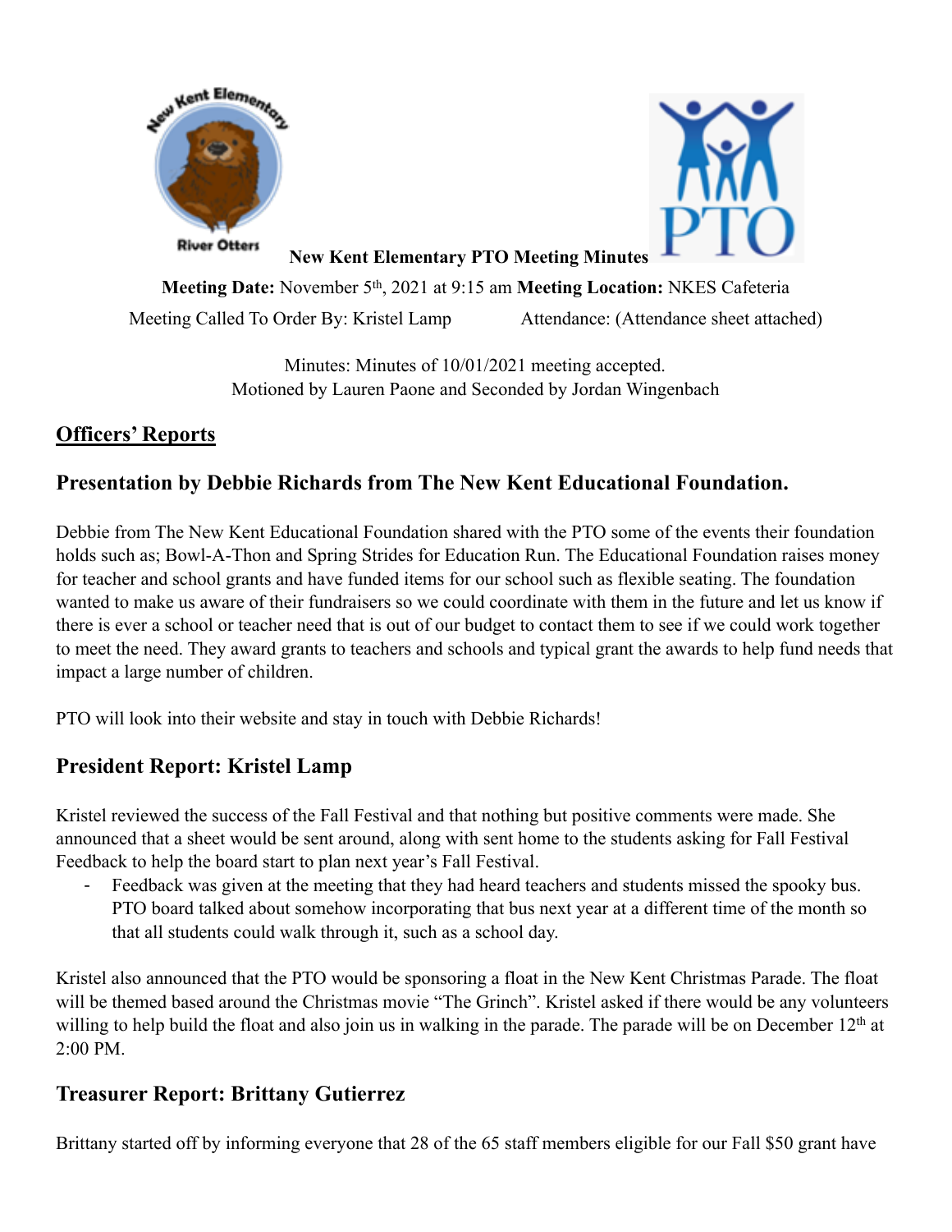**New Kent Elementary PTO Meeting Minutes**

**Meeting Date:** November 5th, 2021 at 9:15 am **Meeting Location:** NKES Cafeteria

Meeting Called To Order By: Kristel Lamp Attendance: (Attendance sheet attached)

Minutes: Minutes of 10/01/2021 meeting accepted.
Motioned by Lauren Paone and Seconded by Jordan Wingenbach

## Officers' Reports

### Presentation by Debbie Richards from The New Kent Educational Foundation.

Debbie from The New Kent Educational Foundation shared with the PTO some of the events their foundation holds such as; Bowl-A-Thon and Spring Strides for Education Run. The Educational Foundation raises money for teacher and school grants and have funded items for our school such as flexible seating. The foundation wanted to make us aware of their fundraisers so we could coordinate with them in the future and let us know if there is ever a school or teacher need that is out of our budget to contact them to see if we could work together to meet the need. They award grants to teachers and schools and typical grant the awards to help fund needs that impact a large number of children.

PTO will look into their website and stay in touch with Debbie Richards!

### President Report: Kristel Lamp

Kristel reviewed the success of the Fall Festival and that nothing but positive comments were made. She announced that a sheet would be sent around, along with sent home to the students asking for Fall Festival Feedback to help the board start to plan next year's Fall Festival.

- Feedback was given at the meeting that they had heard teachers and students missed the spooky bus. PTO board talked about somehow incorporating that bus next year at a different time of the month so that all students could walk through it, such as a school day.

Kristel also announced that the PTO would be sponsoring a float in the New Kent Christmas Parade. The float will be themed based around the Christmas movie "The Grinch". Kristel asked if there would be any volunteers willing to help build the float and also join us in walking in the parade. The parade will be on December 12th at 2:00 PM.

### Treasurer Report: Brittany Gutierrez

Brittany started off by informing everyone that 28 of the 65 staff members eligible for our Fall $50 grant have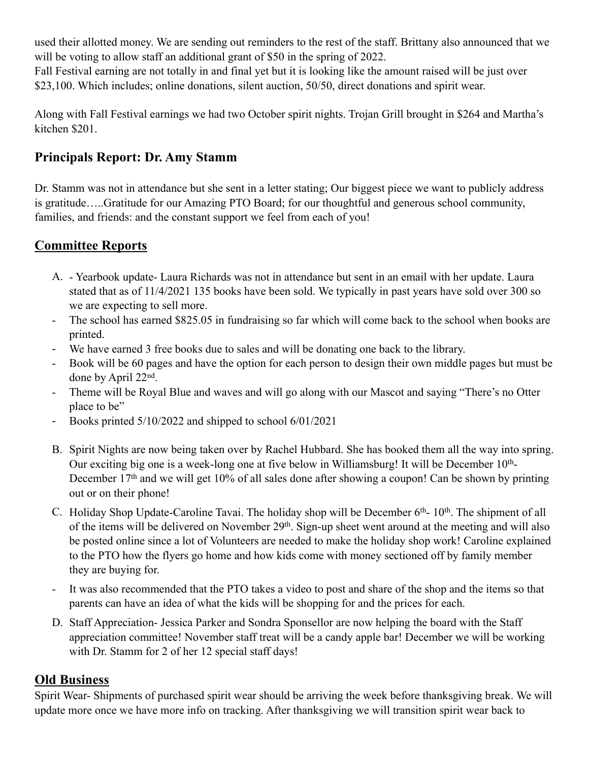used their allotted money. We are sending out reminders to the rest of the staff. Brittany also announced that we will be voting to allow staff an additional grant of $50 in the spring of 2022.
Fall Festival earning are not totally in and final yet but it is looking like the amount raised will be just over $23,100. Which includes; online donations, silent auction, 50/50, direct donations and spirit wear.

Along with Fall Festival earnings we had two October spirit nights. Trojan Grill brought in $264 and Martha's kitchen $201.

## Principals Report: Dr. Amy Stamm

Dr. Stamm was not in attendance but she sent in a letter stating; Our biggest piece we want to publicly address is gratitude…..Gratitude for our Amazing PTO Board; for our thoughtful and generous school community, families, and friends: and the constant support we feel from each of you!

## Committee Reports

A. - Yearbook update- Laura Richards was not in attendance but sent in an email with her update. Laura stated that as of 11/4/2021 135 books have been sold. We typically in past years have sold over 300 so we are expecting to sell more.

- The school has earned $825.05 in fundraising so far which will come back to the school when books are printed.
- We have earned 3 free books due to sales and will be donating one back to the library.
- Book will be 60 pages and have the option for each person to design their own middle pages but must be done by April 22nd.
- Theme will be Royal Blue and waves and will go along with our Mascot and saying "There's no Otter place to be"
- Books printed 5/10/2022 and shipped to school 6/01/2021

B. Spirit Nights are now being taken over by Rachel Hubbard. She has booked them all the way into spring. Our exciting big one is a week-long one at five below in Williamsburg! It will be December 10th- December 17th and we will get 10% of all sales done after showing a coupon! Can be shown by printing out or on their phone!

C. Holiday Shop Update-Caroline Tavai. The holiday shop will be December 6th- 10th. The shipment of all of the items will be delivered on November 29th. Sign-up sheet went around at the meeting and will also be posted online since a lot of Volunteers are needed to make the holiday shop work! Caroline explained to the PTO how the flyers go home and how kids come with money sectioned off by family member they are buying for.

- It was also recommended that the PTO takes a video to post and share of the shop and the items so that parents can have an idea of what the kids will be shopping for and the prices for each.

D. Staff Appreciation- Jessica Parker and Sondra Sponsellor are now helping the board with the Staff appreciation committee! November staff treat will be a candy apple bar! December we will be working with Dr. Stamm for 2 of her 12 special staff days!

## Old Business

Spirit Wear- Shipments of purchased spirit wear should be arriving the week before thanksgiving break. We will update more once we have more info on tracking. After thanksgiving we will transition spirit wear back to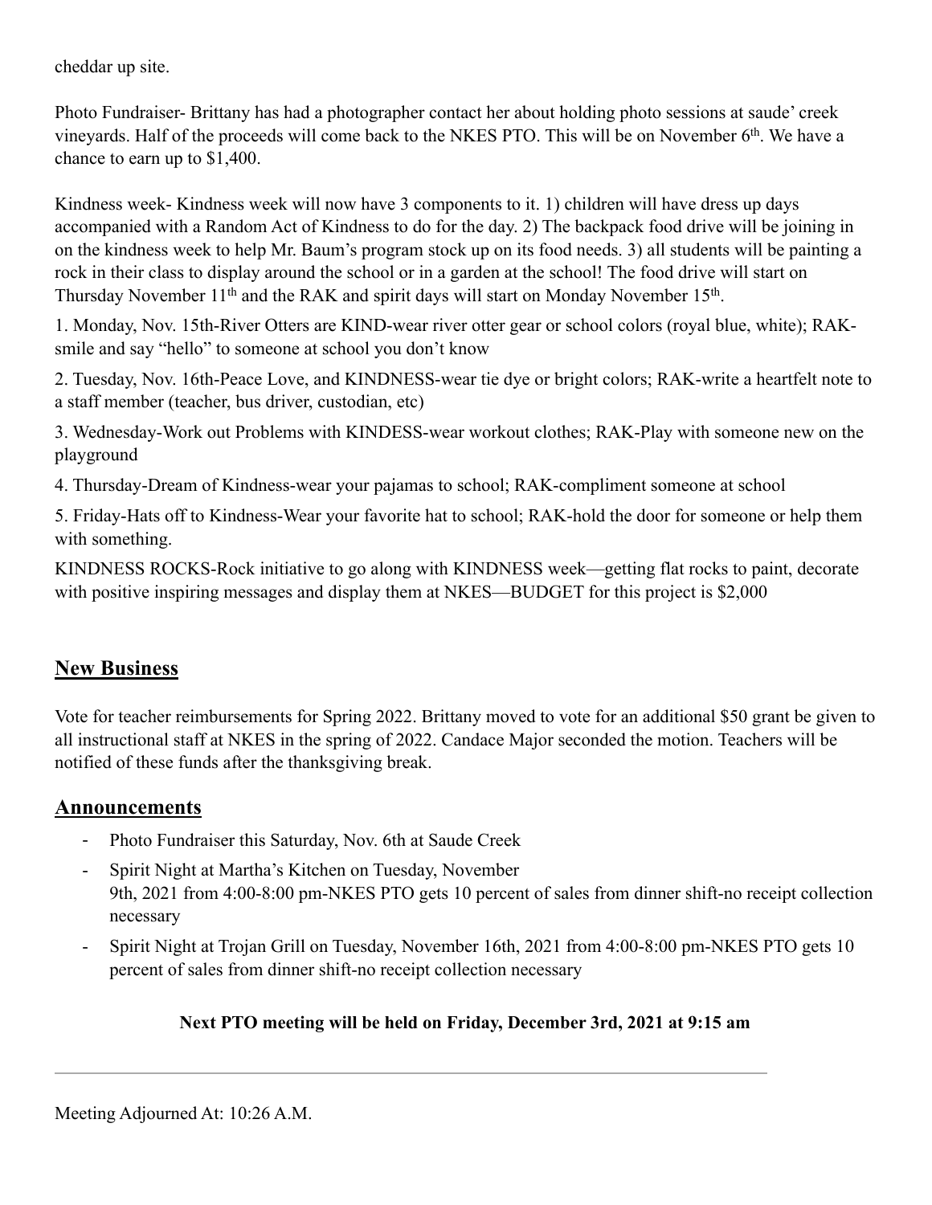cheddar up site.

Photo Fundraiser- Brittany has had a photographer contact her about holding photo sessions at saude' creek vineyards. Half of the proceeds will come back to the NKES PTO. This will be on November 6th. We have a chance to earn up to $1,400.

Kindness week- Kindness week will now have 3 components to it. 1) children will have dress up days accompanied with a Random Act of Kindness to do for the day. 2) The backpack food drive will be joining in on the kindness week to help Mr. Baum's program stock up on its food needs. 3) all students will be painting a rock in their class to display around the school or in a garden at the school! The food drive will start on Thursday November 11th and the RAK and spirit days will start on Monday November 15th.

1. Monday, Nov. 15th-River Otters are KIND-wear river otter gear or school colors (royal blue, white); RAK-smile and say "hello" to someone at school you don't know

2. Tuesday, Nov. 16th-Peace Love, and KINDNESS-wear tie dye or bright colors; RAK-write a heartfelt note to a staff member (teacher, bus driver, custodian, etc)

3. Wednesday-Work out Problems with KINDESS-wear workout clothes; RAK-Play with someone new on the playground

4. Thursday-Dream of Kindness-wear your pajamas to school; RAK-compliment someone at school

5. Friday-Hats off to Kindness-Wear your favorite hat to school; RAK-hold the door for someone or help them with something.

KINDNESS ROCKS-Rock initiative to go along with KINDNESS week—getting flat rocks to paint, decorate with positive inspiring messages and display them at NKES—BUDGET for this project is $2,000

## New Business

Vote for teacher reimbursements for Spring 2022. Brittany moved to vote for an additional $50 grant be given to all instructional staff at NKES in the spring of 2022. Candace Major seconded the motion. Teachers will be notified of these funds after the thanksgiving break.

## Announcements

- Photo Fundraiser this Saturday, Nov. 6th at Saude Creek
- Spirit Night at Martha's Kitchen on Tuesday, November 9th, 2021 from 4:00-8:00 pm-NKES PTO gets 10 percent of sales from dinner shift-no receipt collection necessary
- Spirit Night at Trojan Grill on Tuesday, November 16th, 2021 from 4:00-8:00 pm-NKES PTO gets 10 percent of sales from dinner shift-no receipt collection necessary

**Next PTO meeting will be held on Friday, December 3rd, 2021 at 9:15 am**

---

Meeting Adjourned At: 10:26 A.M.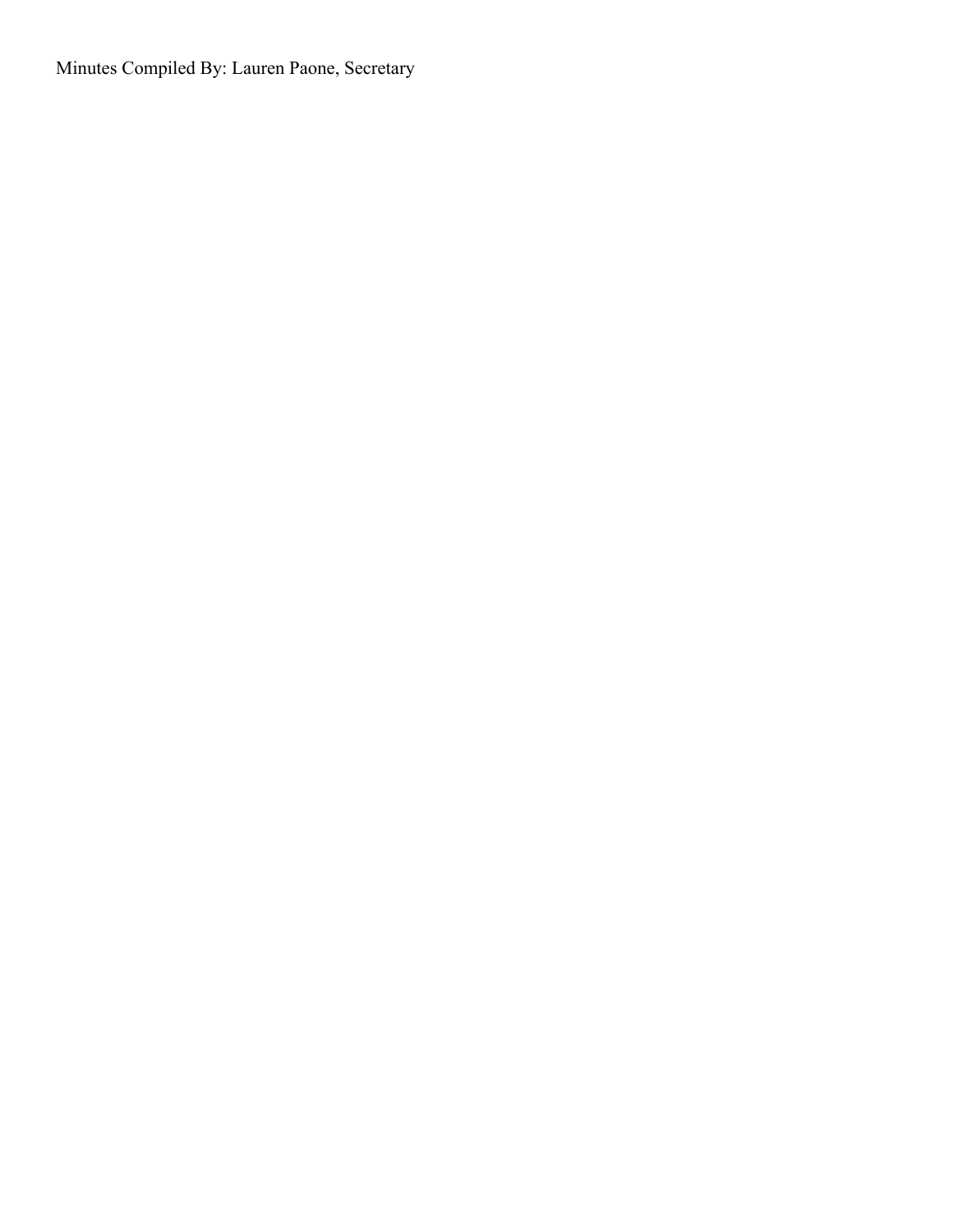Minutes Compiled By: Lauren Paone, Secretary